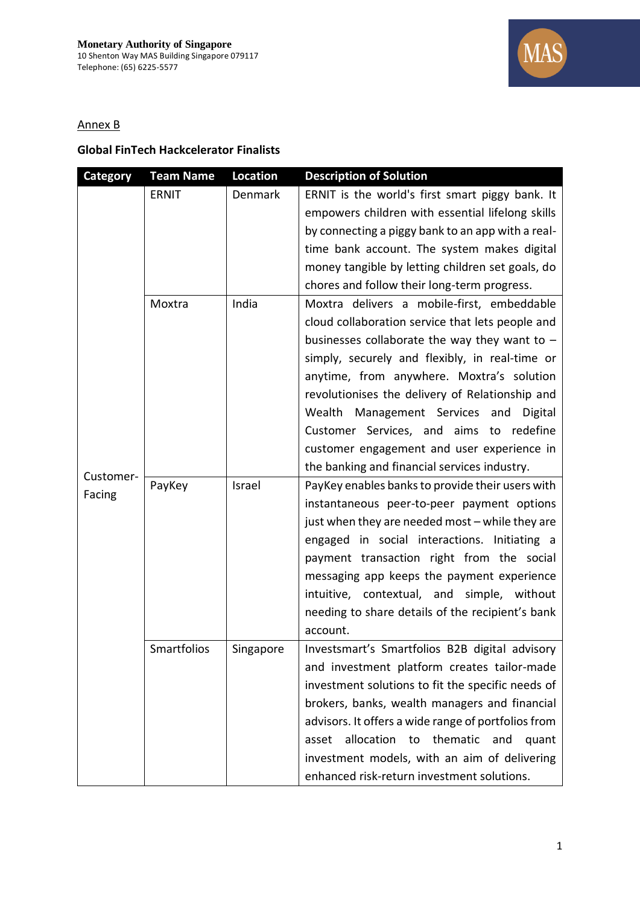**Monetary Authority of Singapore**
10 Shenton Way MAS Building Singapore 079117
Telephone: (65) 6225-5577

Annex B

**Global FinTech Hackcelerator Finalists**

| Category | Team Name | Location | Description of Solution |
|---|---|---|---|
| Customer-Facing | ERNIT | Denmark | ERNIT is the world's first smart piggy bank. It empowers children with essential lifelong skills by connecting a piggy bank to an app with a real-time bank account. The system makes digital money tangible by letting children set goals, do chores and follow their long-term progress. |
| | Moxtra | India | Moxtra delivers a mobile-first, embeddable cloud collaboration service that lets people and businesses collaborate the way they want to – simply, securely and flexibly, in real-time or anytime, from anywhere. Moxtra's solution revolutionises the delivery of Relationship and Wealth Management Services and Digital Customer Services, and aims to redefine customer engagement and user experience in the banking and financial services industry. |
| | PayKey | Israel | PayKey enables banks to provide their users with instantaneous peer-to-peer payment options just when they are needed most – while they are engaged in social interactions. Initiating a payment transaction right from the social messaging app keeps the payment experience intuitive, contextual, and simple, without needing to share details of the recipient's bank account. |
| | Smartfolios | Singapore | Investsmart's Smartfolios B2B digital advisory and investment platform creates tailor-made investment solutions to fit the specific needs of brokers, banks, wealth managers and financial advisors. It offers a wide range of portfolios from asset allocation to thematic and quant investment models, with an aim of delivering enhanced risk-return investment solutions. |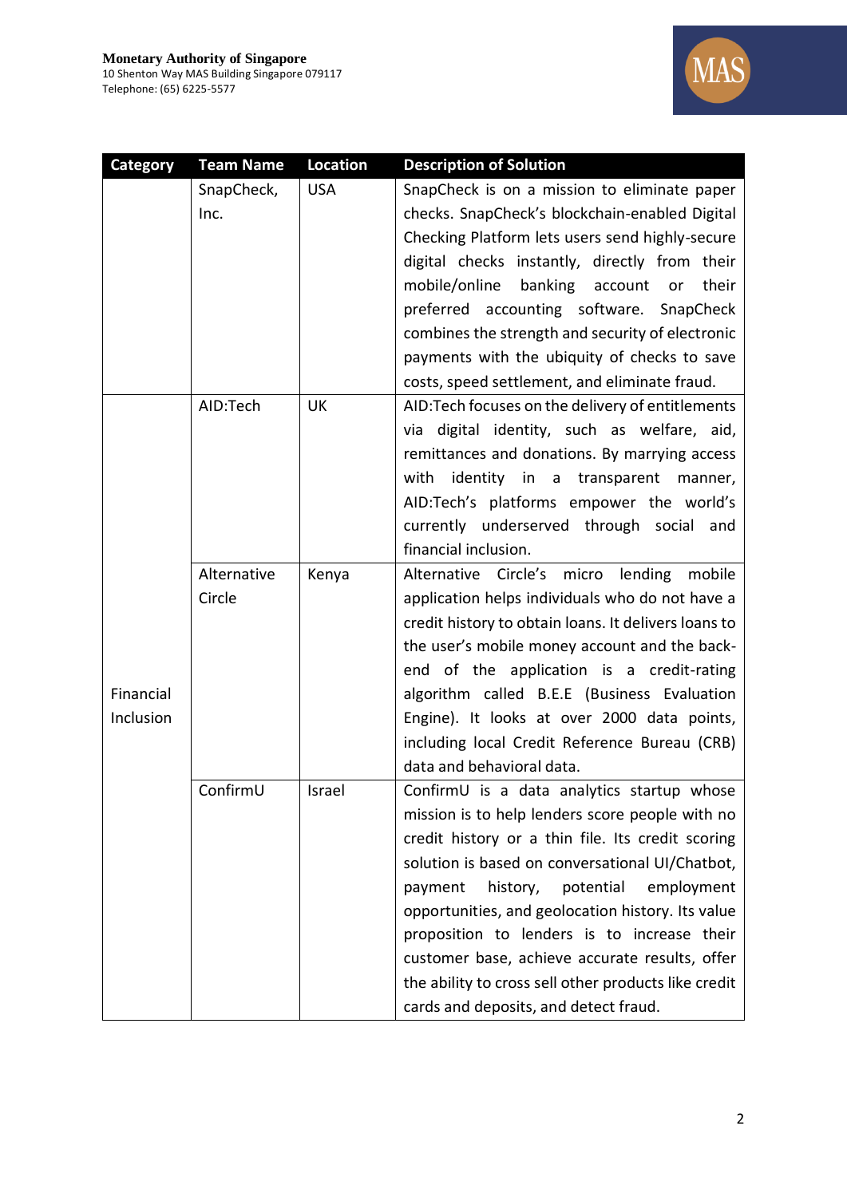| Category | Team Name | Location | Description of Solution |
|---|---|---|---|
| | SnapCheck, Inc. | USA | SnapCheck is on a mission to eliminate paper checks. SnapCheck's blockchain-enabled Digital Checking Platform lets users send highly-secure digital checks instantly, directly from their mobile/online banking account or their preferred accounting software. SnapCheck combines the strength and security of electronic payments with the ubiquity of checks to save costs, speed settlement, and eliminate fraud. |
| Financial Inclusion | AID:Tech | UK | AID:Tech focuses on the delivery of entitlements via digital identity, such as welfare, aid, remittances and donations. By marrying access with identity in a transparent manner, AID:Tech's platforms empower the world's currently underserved through social and financial inclusion. |
| | Alternative Circle | Kenya | Alternative Circle's micro lending mobile application helps individuals who do not have a credit history to obtain loans. It delivers loans to the user's mobile money account and the back-end of the application is a credit-rating algorithm called B.E.E (Business Evaluation Engine). It looks at over 2000 data points, including local Credit Reference Bureau (CRB) data and behavioral data. |
| | ConfirmU | Israel | ConfirmU is a data analytics startup whose mission is to help lenders score people with no credit history or a thin file. Its credit scoring solution is based on conversational UI/Chatbot, payment history, potential employment opportunities, and geolocation history. Its value proposition to lenders is to increase their customer base, achieve accurate results, offer the ability to cross sell other products like credit cards and deposits, and detect fraud. |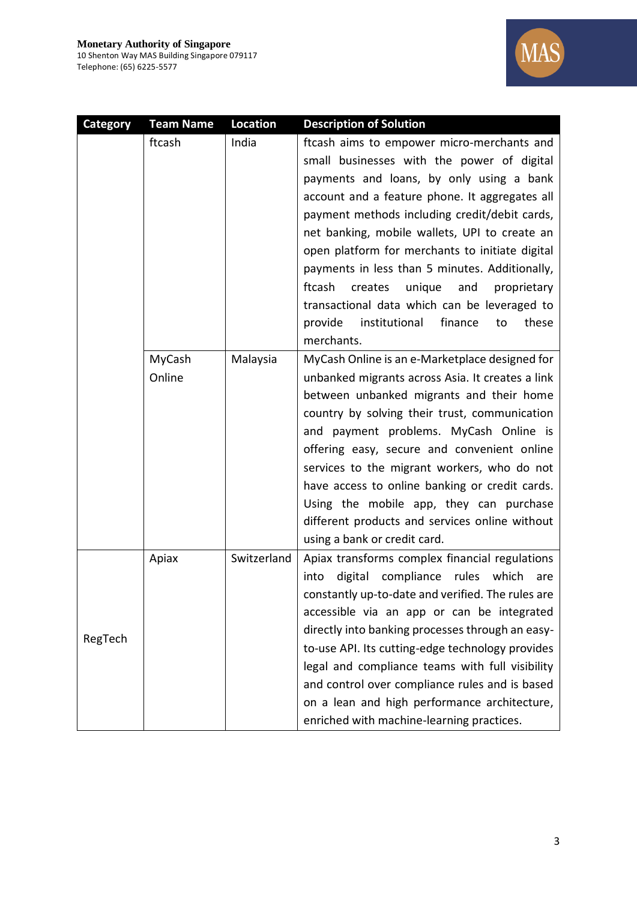| Category | Team Name | Location | Description of Solution |
|---|---|---|---|
| | ftcash | India | ftcash aims to empower micro-merchants and small businesses with the power of digital payments and loans, by only using a bank account and a feature phone. It aggregates all payment methods including credit/debit cards, net banking, mobile wallets, UPI to create an open platform for merchants to initiate digital payments in less than 5 minutes. Additionally, ftcash creates unique and proprietary transactional data which can be leveraged to provide institutional finance to these merchants. |
| | MyCash Online | Malaysia | MyCash Online is an e-Marketplace designed for unbanked migrants across Asia. It creates a link between unbanked migrants and their home country by solving their trust, communication and payment problems. MyCash Online is offering easy, secure and convenient online services to the migrant workers, who do not have access to online banking or credit cards. Using the mobile app, they can purchase different products and services online without using a bank or credit card. |
| RegTech | Apiax | Switzerland | Apiax transforms complex financial regulations into digital compliance rules which are constantly up-to-date and verified. The rules are accessible via an app or can be integrated directly into banking processes through an easy-to-use API. Its cutting-edge technology provides legal and compliance teams with full visibility and control over compliance rules and is based on a lean and high performance architecture, enriched with machine-learning practices. |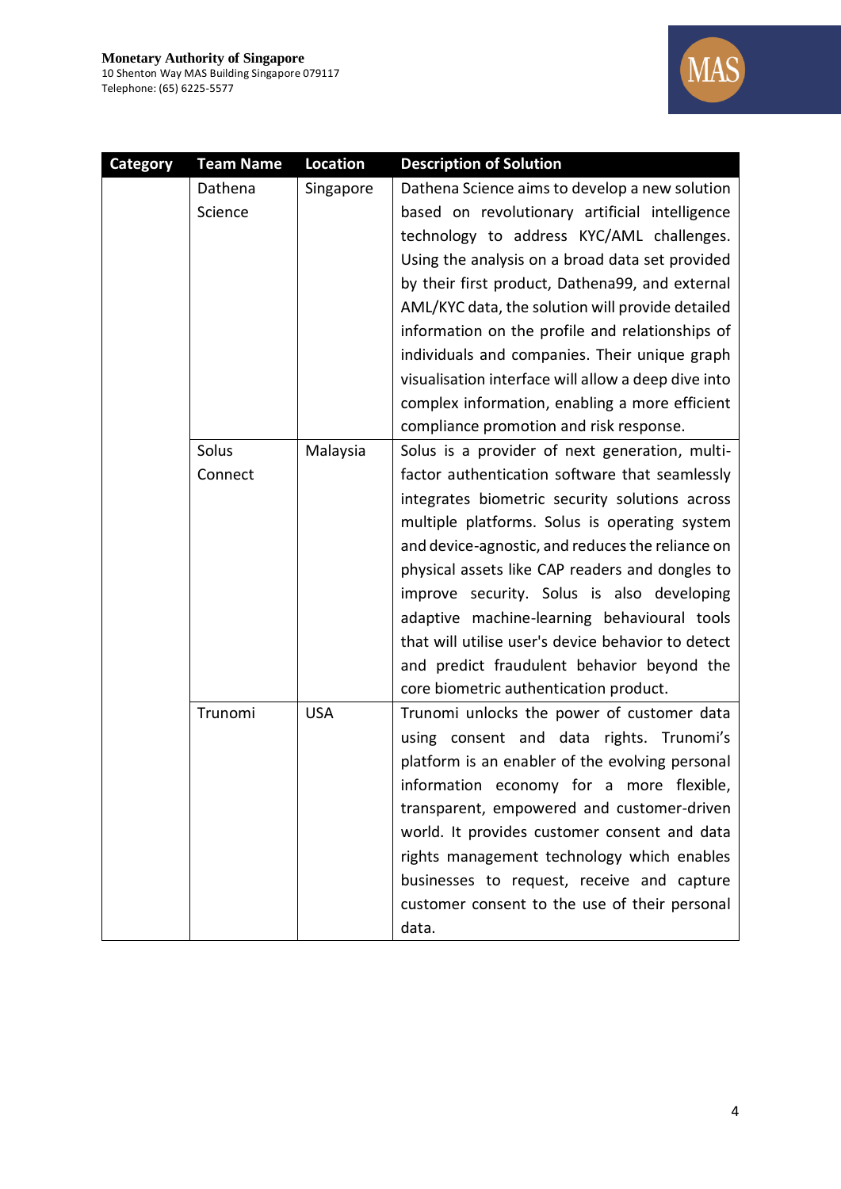| Category | Team Name | Location | Description of Solution |
| --- | --- | --- | --- |
| | Dathena Science | Singapore | Dathena Science aims to develop a new solution based on revolutionary artificial intelligence technology to address KYC/AML challenges. Using the analysis on a broad data set provided by their first product, Dathena99, and external AML/KYC data, the solution will provide detailed information on the profile and relationships of individuals and companies. Their unique graph visualisation interface will allow a deep dive into complex information, enabling a more efficient compliance promotion and risk response. |
| | Solus Connect | Malaysia | Solus is a provider of next generation, multi-factor authentication software that seamlessly integrates biometric security solutions across multiple platforms. Solus is operating system and device-agnostic, and reduces the reliance on physical assets like CAP readers and dongles to improve security. Solus is also developing adaptive machine-learning behavioural tools that will utilise user's device behavior to detect and predict fraudulent behavior beyond the core biometric authentication product. |
| | Trunomi | USA | Trunomi unlocks the power of customer data using consent and data rights. Trunomi's platform is an enabler of the evolving personal information economy for a more flexible, transparent, empowered and customer-driven world. It provides customer consent and data rights management technology which enables businesses to request, receive and capture customer consent to the use of their personal data. |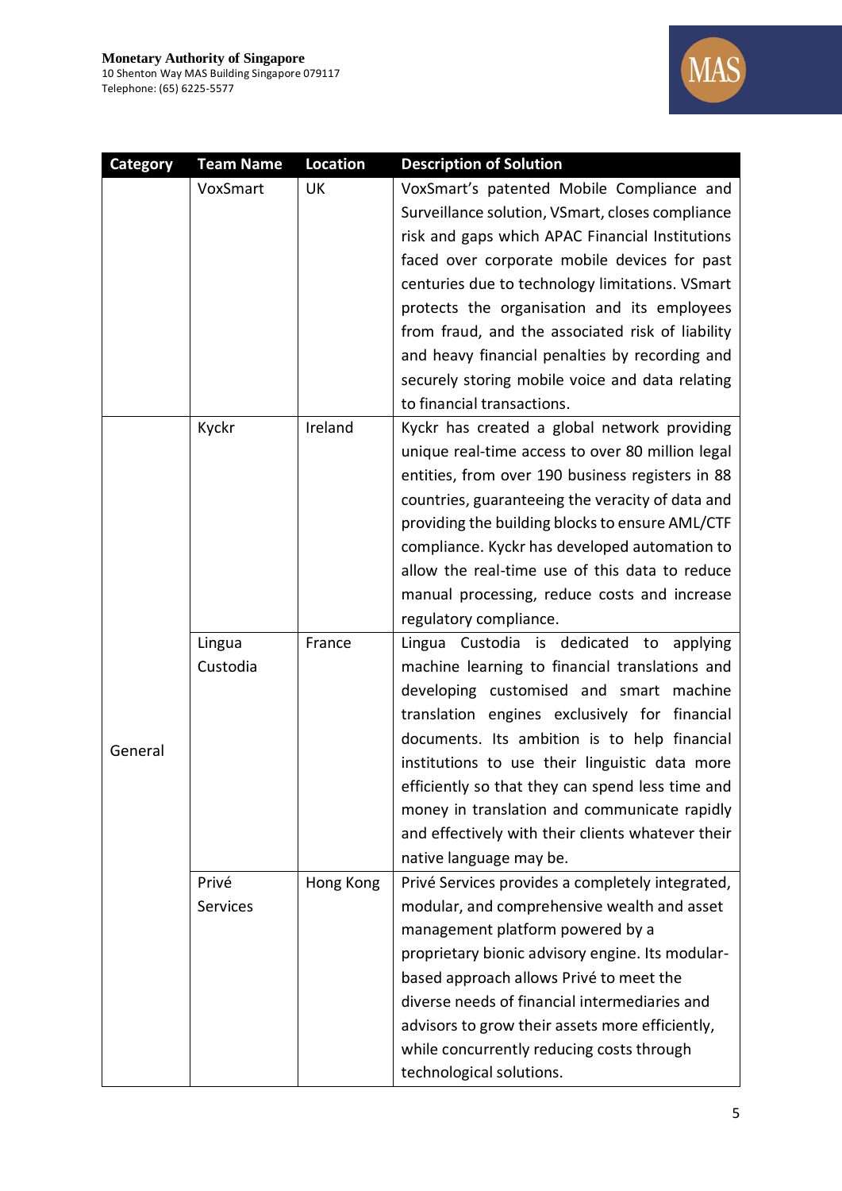| Category | Team Name | Location | Description of Solution |
|---|---|---|---|
| | VoxSmart | UK | VoxSmart's patented Mobile Compliance and Surveillance solution, VSmart, closes compliance risk and gaps which APAC Financial Institutions faced over corporate mobile devices for past centuries due to technology limitations. VSmart protects the organisation and its employees from fraud, and the associated risk of liability and heavy financial penalties by recording and securely storing mobile voice and data relating to financial transactions. |
| General | Kyckr | Ireland | Kyckr has created a global network providing unique real-time access to over 80 million legal entities, from over 190 business registers in 88 countries, guaranteeing the veracity of data and providing the building blocks to ensure AML/CTF compliance. Kyckr has developed automation to allow the real-time use of this data to reduce manual processing, reduce costs and increase regulatory compliance. |
| | Lingua Custodia | France | Lingua Custodia is dedicated to applying machine learning to financial translations and developing customised and smart machine translation engines exclusively for financial documents. Its ambition is to help financial institutions to use their linguistic data more efficiently so that they can spend less time and money in translation and communicate rapidly and effectively with their clients whatever their native language may be. |
| | Privé Services | Hong Kong | Privé Services provides a completely integrated, modular, and comprehensive wealth and asset management platform powered by a proprietary bionic advisory engine. Its modular-based approach allows Privé to meet the diverse needs of financial intermediaries and advisors to grow their assets more efficiently, while concurrently reducing costs through technological solutions. |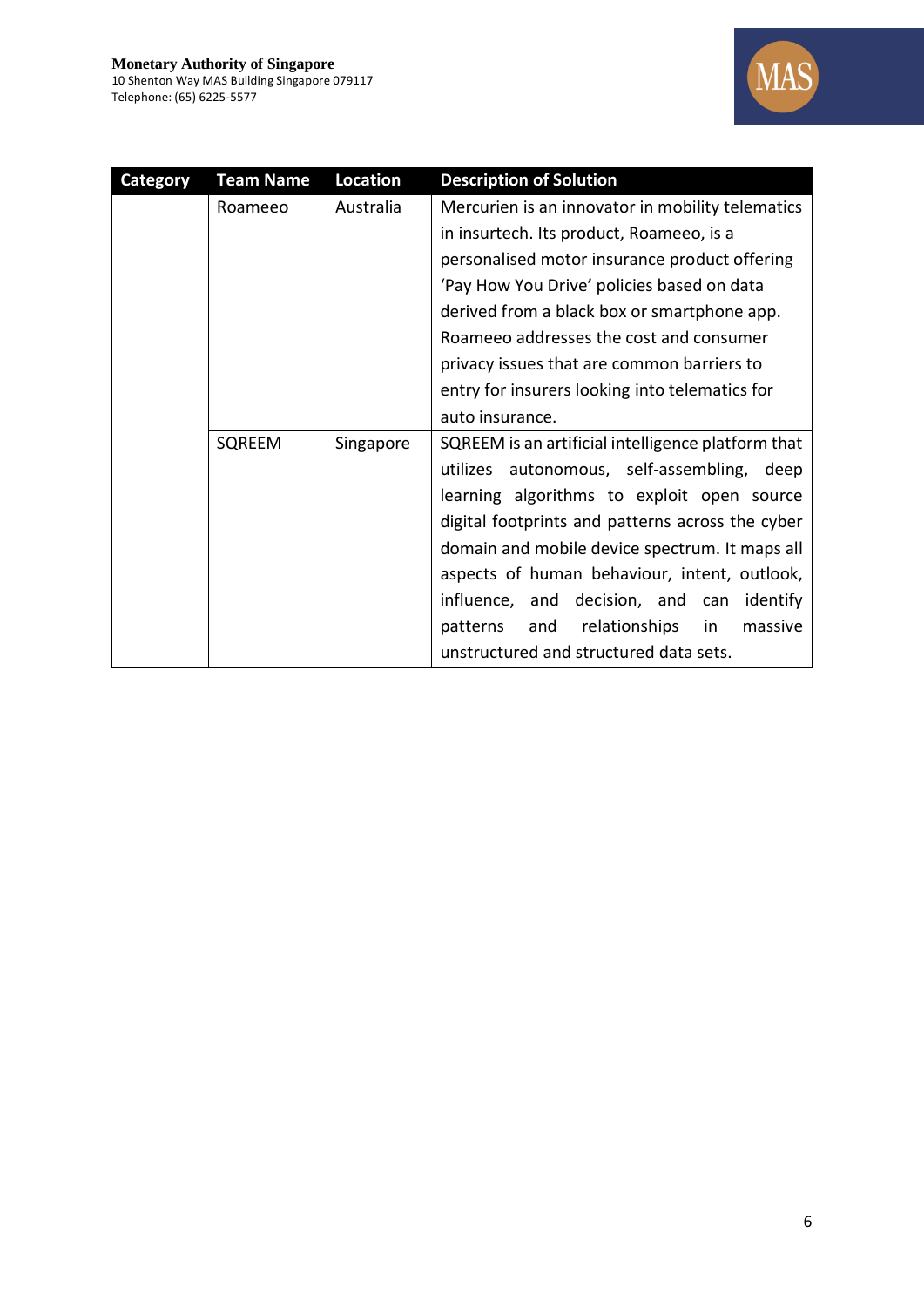| Category | Team Name | Location | Description of Solution |
|---|---|---|---|
| | Roameeo | Australia | Mercurien is an innovator in mobility telematics in insurtech. Its product, Roameeo, is a personalised motor insurance product offering 'Pay How You Drive' policies based on data derived from a black box or smartphone app. Roameeo addresses the cost and consumer privacy issues that are common barriers to entry for insurers looking into telematics for auto insurance. |
| | SQREEM | Singapore | SQREEM is an artificial intelligence platform that utilizes autonomous, self-assembling, deep learning algorithms to exploit open source digital footprints and patterns across the cyber domain and mobile device spectrum. It maps all aspects of human behaviour, intent, outlook, influence, and decision, and can identify patterns and relationships in massive unstructured and structured data sets. |